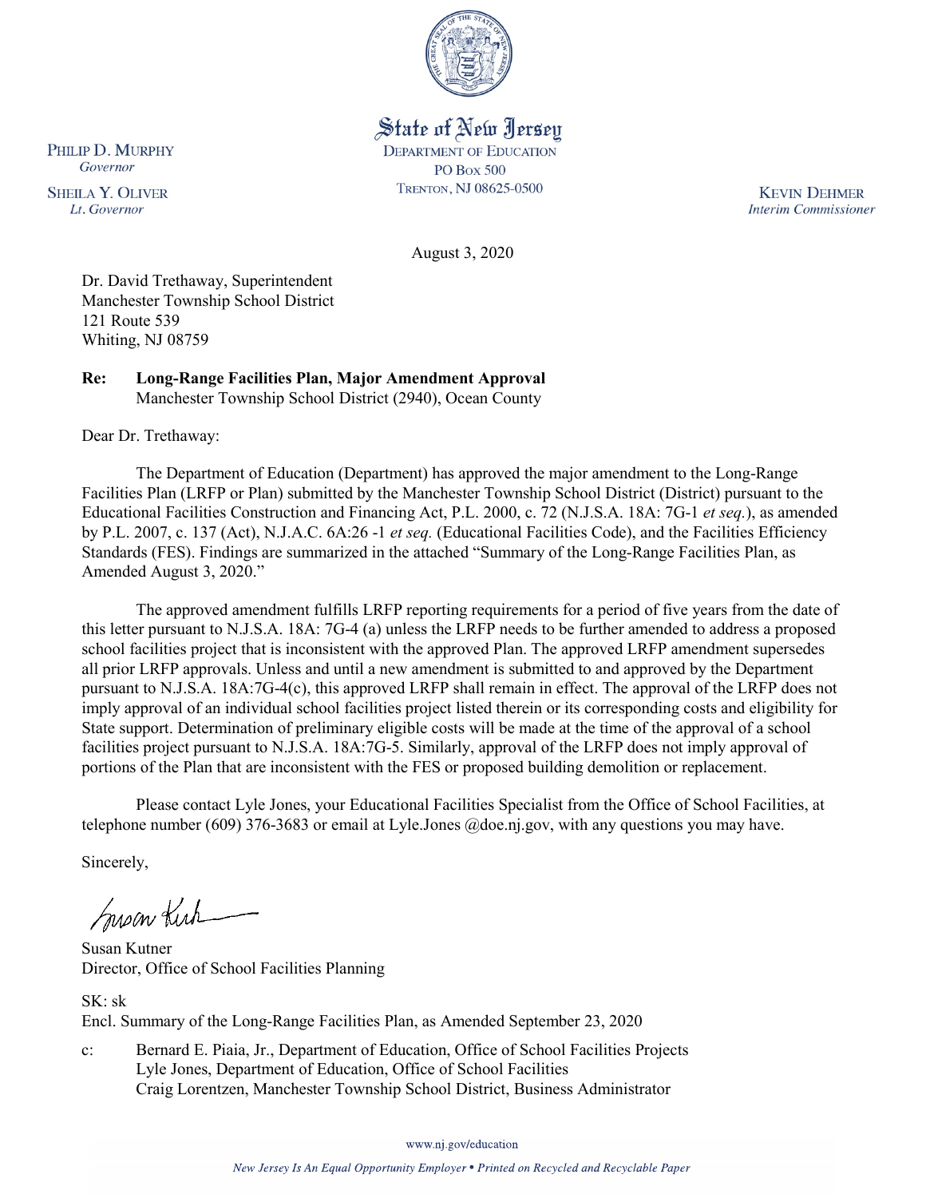State of New Jersey
DEPARTMENT OF EDUCATION
PO Box 500
TRENTON, NJ 08625-0500

PHILIP D. MURPHY
*Governor*

SHEILA Y. OLIVER
*Lt. Governor*

KEVIN DEHMER
*Interim Commissioner*

August 3, 2020

Dr. David Trethaway, Superintendent
Manchester Township School District
121 Route 539
Whiting, NJ 08759

**Re: Long-Range Facilities Plan, Major Amendment Approval**
Manchester Township School District (2940), Ocean County

Dear Dr. Trethaway:

The Department of Education (Department) has approved the major amendment to the Long-Range Facilities Plan (LRFP or Plan) submitted by the Manchester Township School District (District) pursuant to the Educational Facilities Construction and Financing Act, P.L. 2000, c. 72 (N.J.S.A. 18A: 7G-1 *et seq.*), as amended by P.L. 2007, c. 137 (Act), N.J.A.C. 6A:26 -1 *et seq.* (Educational Facilities Code), and the Facilities Efficiency Standards (FES). Findings are summarized in the attached "Summary of the Long-Range Facilities Plan, as Amended August 3, 2020."

The approved amendment fulfills LRFP reporting requirements for a period of five years from the date of this letter pursuant to N.J.S.A. 18A: 7G-4 (a) unless the LRFP needs to be further amended to address a proposed school facilities project that is inconsistent with the approved Plan. The approved LRFP amendment supersedes all prior LRFP approvals. Unless and until a new amendment is submitted to and approved by the Department pursuant to N.J.S.A. 18A:7G-4(c), this approved LRFP shall remain in effect. The approval of the LRFP does not imply approval of an individual school facilities project listed therein or its corresponding costs and eligibility for State support. Determination of preliminary eligible costs will be made at the time of the approval of a school facilities project pursuant to N.J.S.A. 18A:7G-5. Similarly, approval of the LRFP does not imply approval of portions of the Plan that are inconsistent with the FES or proposed building demolition or replacement.

Please contact Lyle Jones, your Educational Facilities Specialist from the Office of School Facilities, at telephone number (609) 376-3683 or email at Lyle.Jones @doe.nj.gov, with any questions you may have.

Sincerely,

Susan Kutner
Director, Office of School Facilities Planning

SK: sk
Encl. Summary of the Long-Range Facilities Plan, as Amended September 23, 2020

c: Bernard E. Piaia, Jr., Department of Education, Office of School Facilities Projects
Lyle Jones, Department of Education, Office of School Facilities
Craig Lorentzen, Manchester Township School District, Business Administrator

www.nj.gov/education

*New Jersey Is An Equal Opportunity Employer • Printed on Recycled and Recyclable Paper*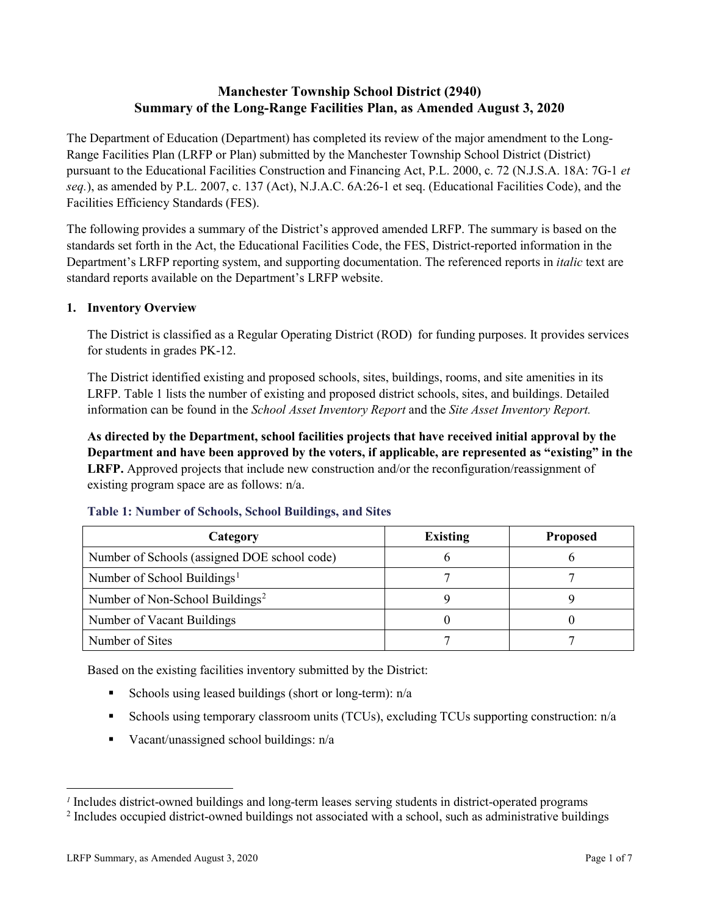# Manchester Township School District (2940)
# Summary of the Long-Range Facilities Plan, as Amended August 3, 2020

The Department of Education (Department) has completed its review of the major amendment to the Long-Range Facilities Plan (LRFP or Plan) submitted by the Manchester Township School District (District) pursuant to the Educational Facilities Construction and Financing Act, P.L. 2000, c. 72 (N.J.S.A. 18A: 7G-1 *et seq.*), as amended by P.L. 2007, c. 137 (Act), N.J.A.C. 6A:26-1 et seq. (Educational Facilities Code), and the Facilities Efficiency Standards (FES).

The following provides a summary of the District's approved amended LRFP. The summary is based on the standards set forth in the Act, the Educational Facilities Code, the FES, District-reported information in the Department's LRFP reporting system, and supporting documentation. The referenced reports in *italic* text are standard reports available on the Department's LRFP website.

## 1. Inventory Overview

The District is classified as a Regular Operating District (ROD) for funding purposes. It provides services for students in grades PK-12.

The District identified existing and proposed schools, sites, buildings, rooms, and site amenities in its LRFP. Table 1 lists the number of existing and proposed district schools, sites, and buildings. Detailed information can be found in the *School Asset Inventory Report* and the *Site Asset Inventory Report.*

**As directed by the Department, school facilities projects that have received initial approval by the Department and have been approved by the voters, if applicable, are represented as "existing" in the LRFP.** Approved projects that include new construction and/or the reconfiguration/reassignment of existing program space are as follows: n/a.

### Table 1: Number of Schools, School Buildings, and Sites

| Category | Existing | Proposed |
|---|---|---|
| Number of Schools (assigned DOE school code) | 6 | 6 |
| Number of School Buildings[1] | 7 | 7 |
| Number of Non-School Buildings[2] | 9 | 9 |
| Number of Vacant Buildings | 0 | 0 |
| Number of Sites | 7 | 7 |

Based on the existing facilities inventory submitted by the District:

- Schools using leased buildings (short or long-term): n/a
- Schools using temporary classroom units (TCUs), excluding TCUs supporting construction: n/a
- Vacant/unassigned school buildings: n/a

[1] Includes district-owned buildings and long-term leases serving students in district-operated programs

[2] Includes occupied district-owned buildings not associated with a school, such as administrative buildings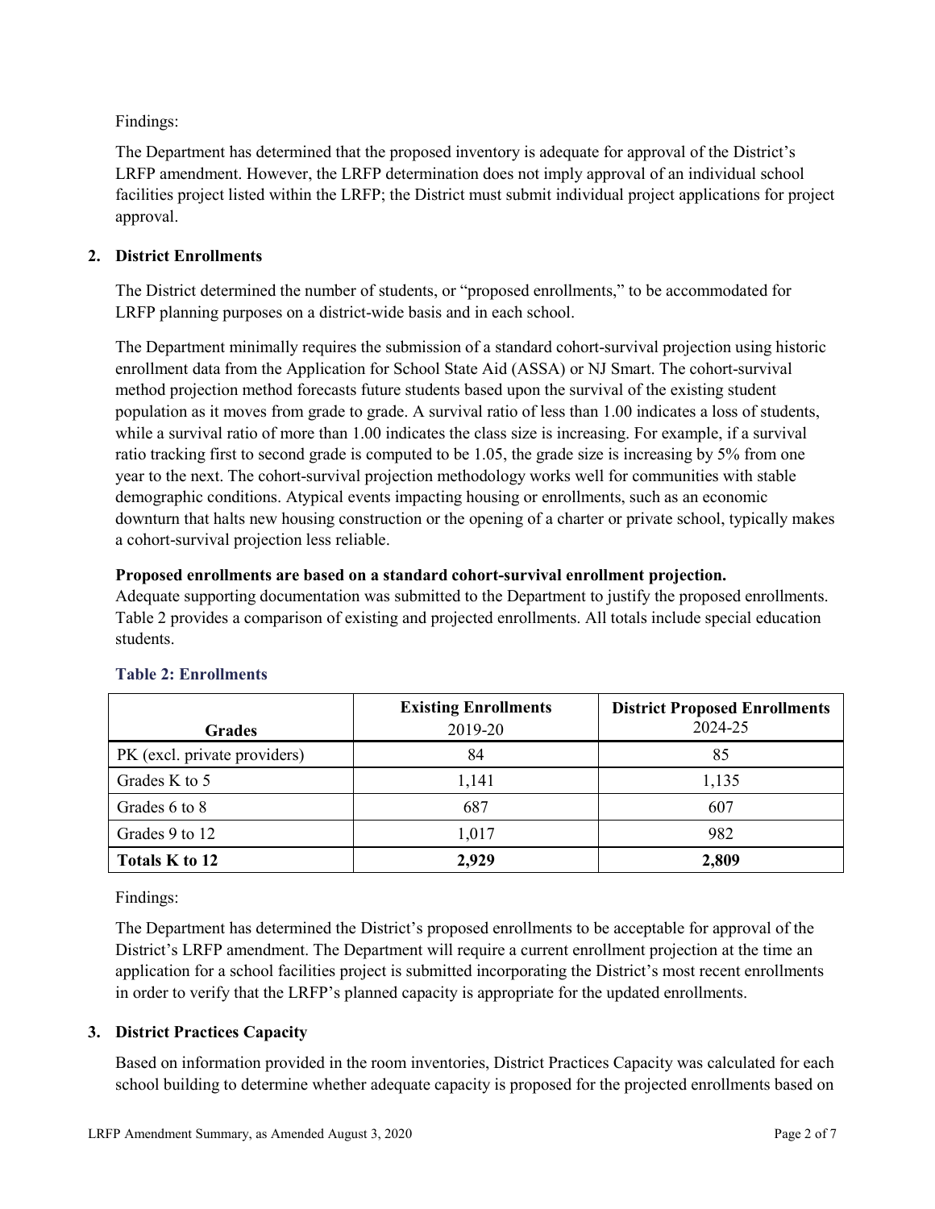Findings:

The Department has determined that the proposed inventory is adequate for approval of the District's LRFP amendment. However, the LRFP determination does not imply approval of an individual school facilities project listed within the LRFP; the District must submit individual project applications for project approval.

## 2. District Enrollments

The District determined the number of students, or "proposed enrollments," to be accommodated for LRFP planning purposes on a district-wide basis and in each school.

The Department minimally requires the submission of a standard cohort-survival projection using historic enrollment data from the Application for School State Aid (ASSA) or NJ Smart. The cohort-survival method projection method forecasts future students based upon the survival of the existing student population as it moves from grade to grade. A survival ratio of less than 1.00 indicates a loss of students, while a survival ratio of more than 1.00 indicates the class size is increasing. For example, if a survival ratio tracking first to second grade is computed to be 1.05, the grade size is increasing by 5% from one year to the next. The cohort-survival projection methodology works well for communities with stable demographic conditions. Atypical events impacting housing or enrollments, such as an economic downturn that halts new housing construction or the opening of a charter or private school, typically makes a cohort-survival projection less reliable.

**Proposed enrollments are based on a standard cohort-survival enrollment projection.**
Adequate supporting documentation was submitted to the Department to justify the proposed enrollments. Table 2 provides a comparison of existing and projected enrollments. All totals include special education students.

**Table 2: Enrollments**

| Grades | **Existing Enrollments** 2019-20 | **District Proposed Enrollments** 2024-25 |
|---|---|---|
| PK (excl. private providers) | 84 | 85 |
| Grades K to 5 | 1,141 | 1,135 |
| Grades 6 to 8 | 687 | 607 |
| Grades 9 to 12 | 1,017 | 982 |
| **Totals K to 12** | **2,929** | **2,809** |

Findings:

The Department has determined the District's proposed enrollments to be acceptable for approval of the District's LRFP amendment. The Department will require a current enrollment projection at the time an application for a school facilities project is submitted incorporating the District's most recent enrollments in order to verify that the LRFP's planned capacity is appropriate for the updated enrollments.

## 3. District Practices Capacity

Based on information provided in the room inventories, District Practices Capacity was calculated for each school building to determine whether adequate capacity is proposed for the projected enrollments based on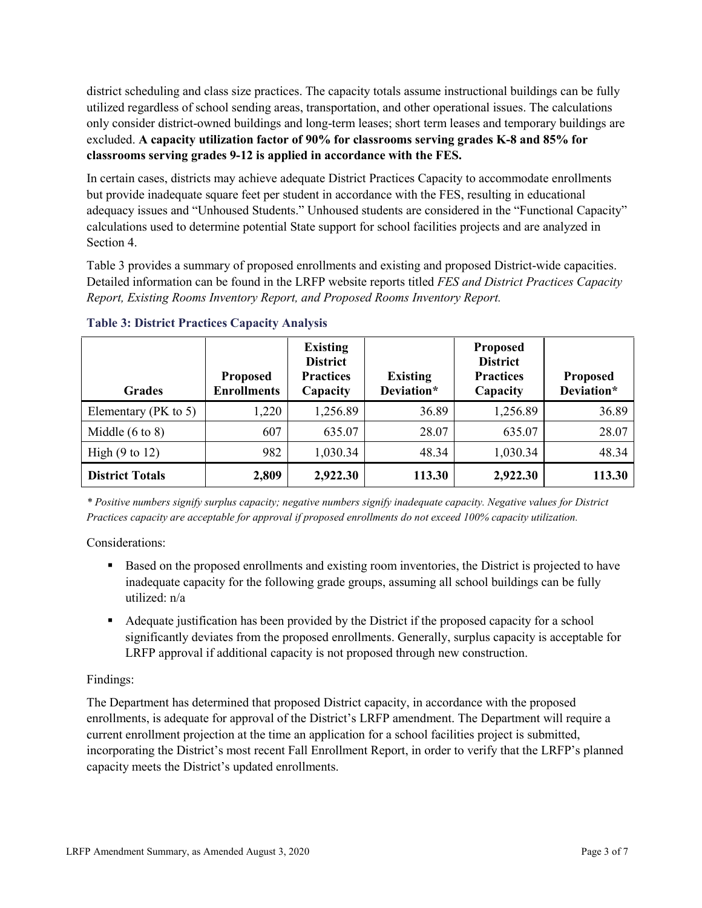district scheduling and class size practices. The capacity totals assume instructional buildings can be fully utilized regardless of school sending areas, transportation, and other operational issues. The calculations only consider district-owned buildings and long-term leases; short term leases and temporary buildings are excluded. **A capacity utilization factor of 90% for classrooms serving grades K-8 and 85% for classrooms serving grades 9-12 is applied in accordance with the FES.**

In certain cases, districts may achieve adequate District Practices Capacity to accommodate enrollments but provide inadequate square feet per student in accordance with the FES, resulting in educational adequacy issues and "Unhoused Students." Unhoused students are considered in the "Functional Capacity" calculations used to determine potential State support for school facilities projects and are analyzed in Section 4.

Table 3 provides a summary of proposed enrollments and existing and proposed District-wide capacities. Detailed information can be found in the LRFP website reports titled *FES and District Practices Capacity Report, Existing Rooms Inventory Report, and Proposed Rooms Inventory Report.*

### Table 3: District Practices Capacity Analysis

| Grades | Proposed Enrollments | Existing District Practices Capacity | Existing Deviation* | Proposed District Practices Capacity | Proposed Deviation* |
|---|---|---|---|---|---|
| Elementary (PK to 5) | 1,220 | 1,256.89 | 36.89 | 1,256.89 | 36.89 |
| Middle (6 to 8) | 607 | 635.07 | 28.07 | 635.07 | 28.07 |
| High (9 to 12) | 982 | 1,030.34 | 48.34 | 1,030.34 | 48.34 |
| **District Totals** | **2,809** | **2,922.30** | **113.30** | **2,922.30** | **113.30** |

*\* Positive numbers signify surplus capacity; negative numbers signify inadequate capacity. Negative values for District Practices capacity are acceptable for approval if proposed enrollments do not exceed 100% capacity utilization.*

Considerations:

- Based on the proposed enrollments and existing room inventories, the District is projected to have inadequate capacity for the following grade groups, assuming all school buildings can be fully utilized: n/a
- Adequate justification has been provided by the District if the proposed capacity for a school significantly deviates from the proposed enrollments. Generally, surplus capacity is acceptable for LRFP approval if additional capacity is not proposed through new construction.

Findings:

The Department has determined that proposed District capacity, in accordance with the proposed enrollments, is adequate for approval of the District's LRFP amendment. The Department will require a current enrollment projection at the time an application for a school facilities project is submitted, incorporating the District's most recent Fall Enrollment Report, in order to verify that the LRFP's planned capacity meets the District's updated enrollments.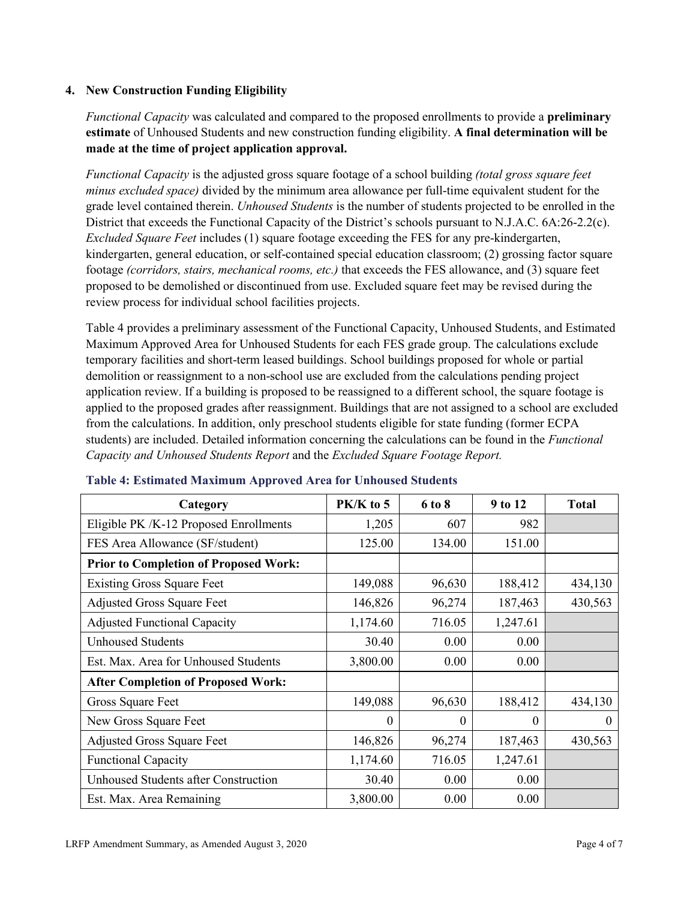### 4. New Construction Funding Eligibility

*Functional Capacity* was calculated and compared to the proposed enrollments to provide a **preliminary estimate** of Unhoused Students and new construction funding eligibility. **A final determination will be made at the time of project application approval.**

*Functional Capacity* is the adjusted gross square footage of a school building *(total gross square feet minus excluded space)* divided by the minimum area allowance per full-time equivalent student for the grade level contained therein. *Unhoused Students* is the number of students projected to be enrolled in the District that exceeds the Functional Capacity of the District's schools pursuant to N.J.A.C. 6A:26-2.2(c). *Excluded Square Feet* includes (1) square footage exceeding the FES for any pre-kindergarten, kindergarten, general education, or self-contained special education classroom; (2) grossing factor square footage *(corridors, stairs, mechanical rooms, etc.)* that exceeds the FES allowance, and (3) square feet proposed to be demolished or discontinued from use. Excluded square feet may be revised during the review process for individual school facilities projects.

Table 4 provides a preliminary assessment of the Functional Capacity, Unhoused Students, and Estimated Maximum Approved Area for Unhoused Students for each FES grade group. The calculations exclude temporary facilities and short-term leased buildings. School buildings proposed for whole or partial demolition or reassignment to a non-school use are excluded from the calculations pending project application review. If a building is proposed to be reassigned to a different school, the square footage is applied to the proposed grades after reassignment. Buildings that are not assigned to a school are excluded from the calculations. In addition, only preschool students eligible for state funding (former ECPA students) are included. Detailed information concerning the calculations can be found in the *Functional Capacity and Unhoused Students Report* and the *Excluded Square Footage Report.*

**Table 4: Estimated Maximum Approved Area for Unhoused Students**

| Category | PK/K to 5 | 6 to 8 | 9 to 12 | Total |
|---|---|---|---|---|
| Eligible PK /K-12 Proposed Enrollments | 1,205 | 607 | 982 | |
| FES Area Allowance (SF/student) | 125.00 | 134.00 | 151.00 | |
| **Prior to Completion of Proposed Work:** | | | | |
| Existing Gross Square Feet | 149,088 | 96,630 | 188,412 | 434,130 |
| Adjusted Gross Square Feet | 146,826 | 96,274 | 187,463 | 430,563 |
| Adjusted Functional Capacity | 1,174.60 | 716.05 | 1,247.61 | |
| Unhoused Students | 30.40 | 0.00 | 0.00 | |
| Est. Max. Area for Unhoused Students | 3,800.00 | 0.00 | 0.00 | |
| **After Completion of Proposed Work:** | | | | |
| Gross Square Feet | 149,088 | 96,630 | 188,412 | 434,130 |
| New Gross Square Feet | 0 | 0 | 0 | 0 |
| Adjusted Gross Square Feet | 146,826 | 96,274 | 187,463 | 430,563 |
| Functional Capacity | 1,174.60 | 716.05 | 1,247.61 | |
| Unhoused Students after Construction | 30.40 | 0.00 | 0.00 | |
| Est. Max. Area Remaining | 3,800.00 | 0.00 | 0.00 | |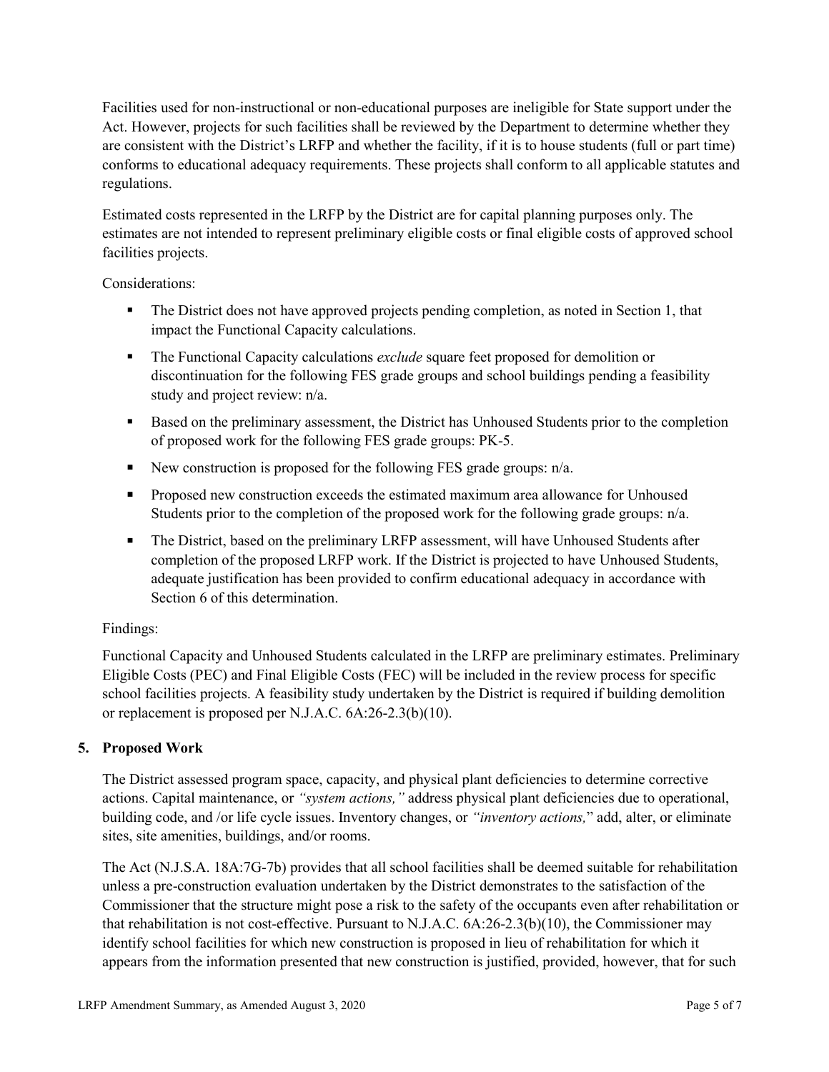Facilities used for non-instructional or non-educational purposes are ineligible for State support under the Act. However, projects for such facilities shall be reviewed by the Department to determine whether they are consistent with the District's LRFP and whether the facility, if it is to house students (full or part time) conforms to educational adequacy requirements. These projects shall conform to all applicable statutes and regulations.

Estimated costs represented in the LRFP by the District are for capital planning purposes only. The estimates are not intended to represent preliminary eligible costs or final eligible costs of approved school facilities projects.

Considerations:

- The District does not have approved projects pending completion, as noted in Section 1, that impact the Functional Capacity calculations.
- The Functional Capacity calculations *exclude* square feet proposed for demolition or discontinuation for the following FES grade groups and school buildings pending a feasibility study and project review: n/a.
- Based on the preliminary assessment, the District has Unhoused Students prior to the completion of proposed work for the following FES grade groups: PK-5.
- New construction is proposed for the following FES grade groups: n/a.
- Proposed new construction exceeds the estimated maximum area allowance for Unhoused Students prior to the completion of the proposed work for the following grade groups: n/a.
- The District, based on the preliminary LRFP assessment, will have Unhoused Students after completion of the proposed LRFP work. If the District is projected to have Unhoused Students, adequate justification has been provided to confirm educational adequacy in accordance with Section 6 of this determination.

Findings:

Functional Capacity and Unhoused Students calculated in the LRFP are preliminary estimates. Preliminary Eligible Costs (PEC) and Final Eligible Costs (FEC) will be included in the review process for specific school facilities projects. A feasibility study undertaken by the District is required if building demolition or replacement is proposed per N.J.A.C. 6A:26-2.3(b)(10).

## 5. Proposed Work

The District assessed program space, capacity, and physical plant deficiencies to determine corrective actions. Capital maintenance, or *"system actions,"* address physical plant deficiencies due to operational, building code, and /or life cycle issues. Inventory changes, or *"inventory actions,"* add, alter, or eliminate sites, site amenities, buildings, and/or rooms.

The Act (N.J.S.A. 18A:7G-7b) provides that all school facilities shall be deemed suitable for rehabilitation unless a pre-construction evaluation undertaken by the District demonstrates to the satisfaction of the Commissioner that the structure might pose a risk to the safety of the occupants even after rehabilitation or that rehabilitation is not cost-effective. Pursuant to N.J.A.C. 6A:26-2.3(b)(10), the Commissioner may identify school facilities for which new construction is proposed in lieu of rehabilitation for which it appears from the information presented that new construction is justified, provided, however, that for such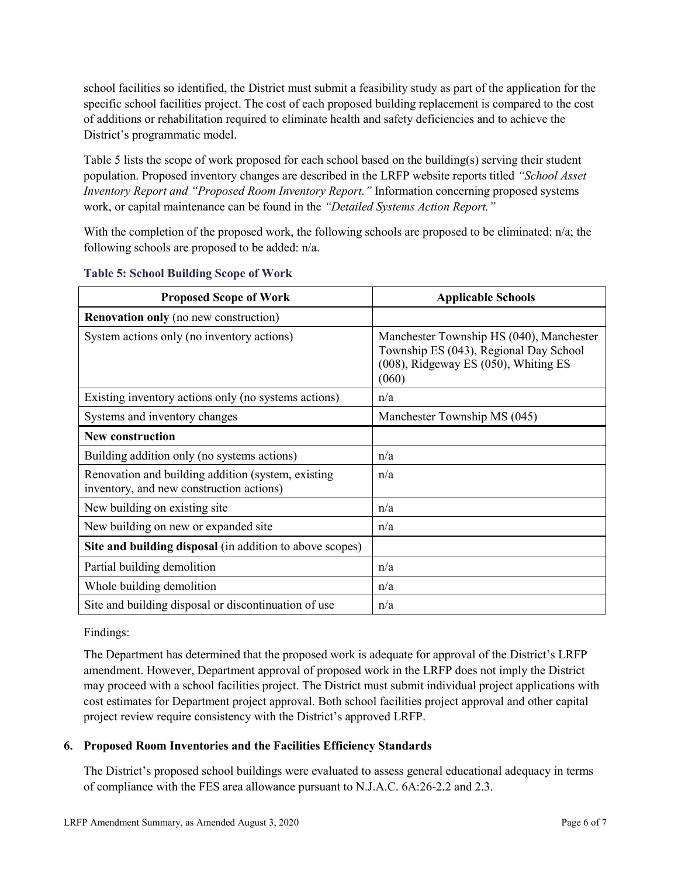school facilities so identified, the District must submit a feasibility study as part of the application for the specific school facilities project. The cost of each proposed building replacement is compared to the cost of additions or rehabilitation required to eliminate health and safety deficiencies and to achieve the District's programmatic model.

Table 5 lists the scope of work proposed for each school based on the building(s) serving their student population. Proposed inventory changes are described in the LRFP website reports titled *"School Asset Inventory Report and "Proposed Room Inventory Report."* Information concerning proposed systems work, or capital maintenance can be found in the *"Detailed Systems Action Report."*

With the completion of the proposed work, the following schools are proposed to be eliminated: n/a; the following schools are proposed to be added: n/a.

**Table 5: School Building Scope of Work**

| Proposed Scope of Work | Applicable Schools |
|---|---|
| **Renovation only** (no new construction) | |
| System actions only (no inventory actions) | Manchester Township HS (040), Manchester Township ES (043), Regional Day School (008), Ridgeway ES (050), Whiting ES (060) |
| Existing inventory actions only (no systems actions) | n/a |
| Systems and inventory changes | Manchester Township MS (045) |
| **New construction** | |
| Building addition only (no systems actions) | n/a |
| Renovation and building addition (system, existing inventory, and new construction actions) | n/a |
| New building on existing site | n/a |
| New building on new or expanded site | n/a |
| **Site and building disposal** (in addition to above scopes) | |
| Partial building demolition | n/a |
| Whole building demolition | n/a |
| Site and building disposal or discontinuation of use | n/a |

Findings:

The Department has determined that the proposed work is adequate for approval of the District's LRFP amendment. However, Department approval of proposed work in the LRFP does not imply the District may proceed with a school facilities project. The District must submit individual project applications with cost estimates for Department project approval. Both school facilities project approval and other capital project review require consistency with the District's approved LRFP.

## 6. Proposed Room Inventories and the Facilities Efficiency Standards

The District's proposed school buildings were evaluated to assess general educational adequacy in terms of compliance with the FES area allowance pursuant to N.J.A.C. 6A:26-2.2 and 2.3.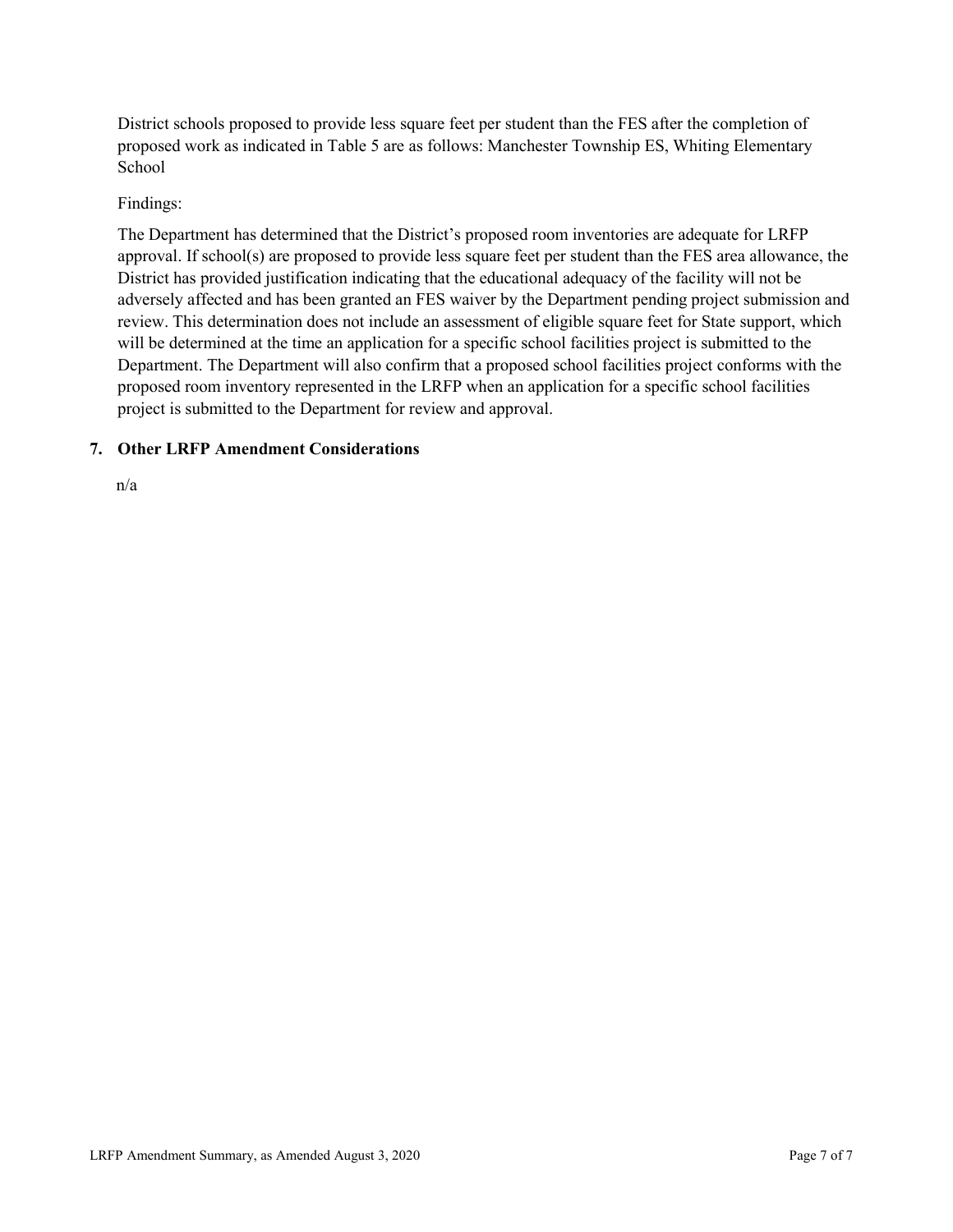District schools proposed to provide less square feet per student than the FES after the completion of proposed work as indicated in Table 5 are as follows: Manchester Township ES, Whiting Elementary School

Findings:

The Department has determined that the District's proposed room inventories are adequate for LRFP approval. If school(s) are proposed to provide less square feet per student than the FES area allowance, the District has provided justification indicating that the educational adequacy of the facility will not be adversely affected and has been granted an FES waiver by the Department pending project submission and review. This determination does not include an assessment of eligible square feet for State support, which will be determined at the time an application for a specific school facilities project is submitted to the Department. The Department will also confirm that a proposed school facilities project conforms with the proposed room inventory represented in the LRFP when an application for a specific school facilities project is submitted to the Department for review and approval.

## 7. Other LRFP Amendment Considerations

n/a